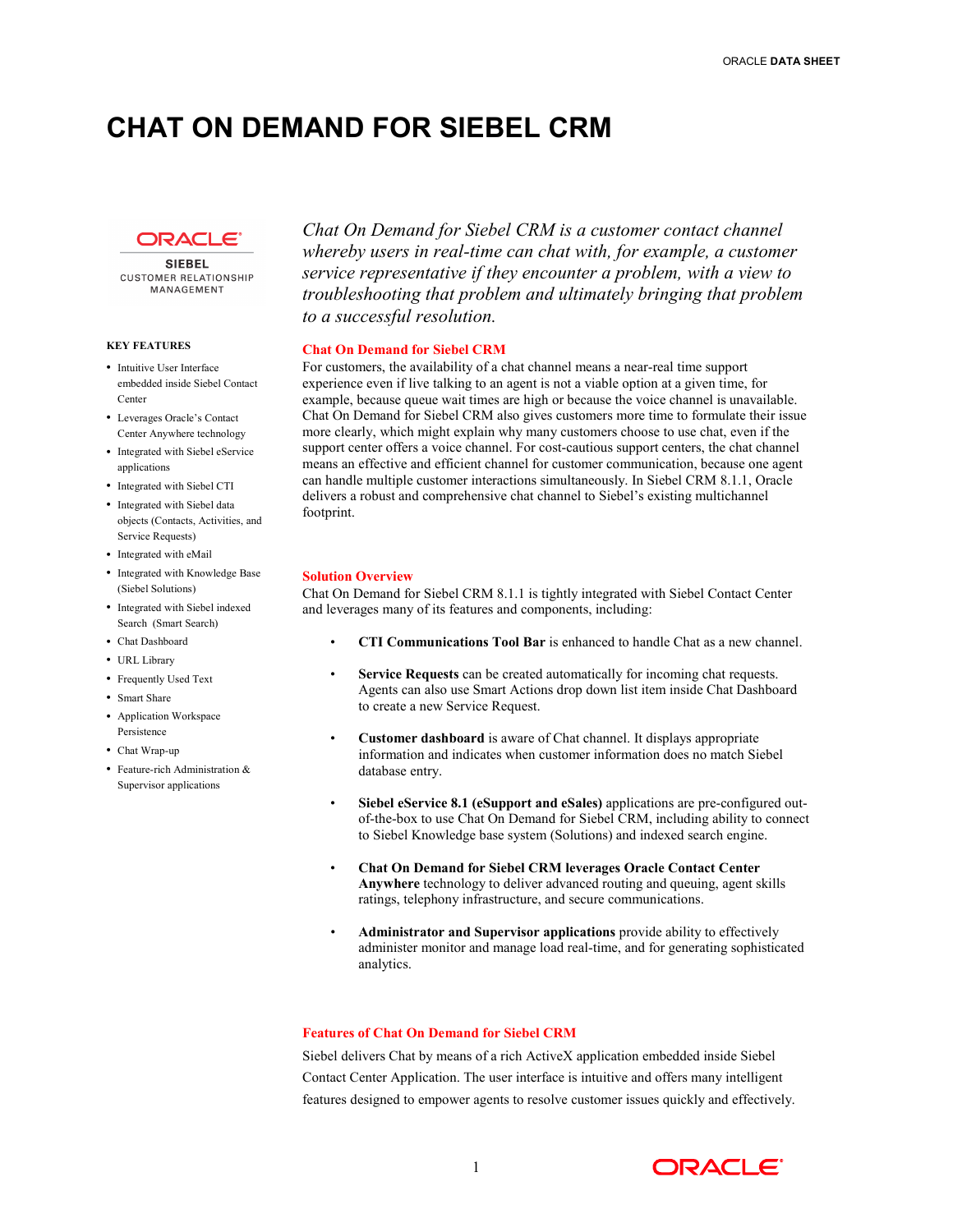# CHAT ON DEMAND FOR SIEBEL CRM

**KEY FEATURES**

- Intuitive User Interface embedded inside Siebel Contact Center
- Leverages Oracle's Contact Center Anywhere technology
- Integrated with Siebel eService applications
- Integrated with Siebel CTI
- Integrated with Siebel data objects (Contacts, Activities, and Service Requests)
- Integrated with eMail
- Integrated with Knowledge Base (Siebel Solutions)
- Integrated with Siebel indexed Search (Smart Search)
- Chat Dashboard
- URL Library
- Frequently Used Text
- Smart Share
- Application Workspace Persistence
- Chat Wrap-up
- Feature-rich Administration & Supervisor applications

*Chat On Demand for Siebel CRM is a customer contact channel whereby users in real-time can chat with, for example, a customer service representative if they encounter a problem, with a view to troubleshooting that problem and ultimately bringing that problem to a successful resolution.*

## Chat On Demand for Siebel CRM

For customers, the availability of a chat channel means a near-real time support experience even if live talking to an agent is not a viable option at a given time, for example, because queue wait times are high or because the voice channel is unavailable. Chat On Demand for Siebel CRM also gives customers more time to formulate their issue more clearly, which might explain why many customers choose to use chat, even if the support center offers a voice channel. For cost-cautious support centers, the chat channel means an effective and efficient channel for customer communication, because one agent can handle multiple customer interactions simultaneously. In Siebel CRM 8.1.1, Oracle delivers a robust and comprehensive chat channel to Siebel's existing multichannel footprint.

## Solution Overview

Chat On Demand for Siebel CRM 8.1.1 is tightly integrated with Siebel Contact Center and leverages many of its features and components, including:

- **CTI Communications Tool Bar** is enhanced to handle Chat as a new channel.
- **Service Requests** can be created automatically for incoming chat requests. Agents can also use Smart Actions drop down list item inside Chat Dashboard to create a new Service Request.
- **Customer dashboard** is aware of Chat channel. It displays appropriate information and indicates when customer information does no match Siebel database entry.
- **Siebel eService 8.1 (eSupport and eSales)** applications are pre-configured out-of-the-box to use Chat On Demand for Siebel CRM, including ability to connect to Siebel Knowledge base system (Solutions) and indexed search engine.
- **Chat On Demand for Siebel CRM leverages Oracle Contact Center Anywhere** technology to deliver advanced routing and queuing, agent skills ratings, telephony infrastructure, and secure communications.
- **Administrator and Supervisor applications** provide ability to effectively administer monitor and manage load real-time, and for generating sophisticated analytics.

## Features of Chat On Demand for Siebel CRM

Siebel delivers Chat by means of a rich ActiveX application embedded inside Siebel Contact Center Application. The user interface is intuitive and offers many intelligent features designed to empower agents to resolve customer issues quickly and effectively.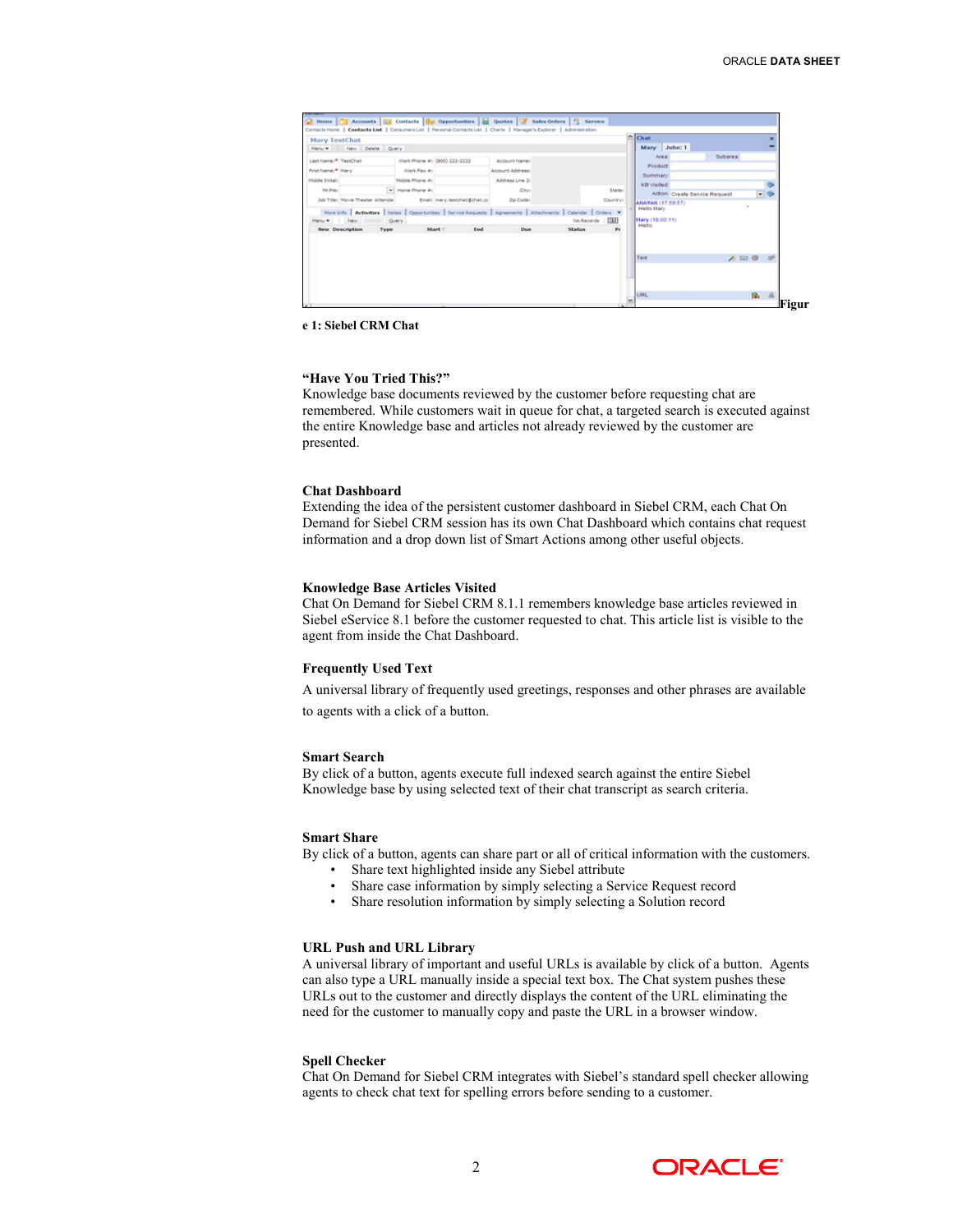Figure 1: Siebel CRM Chat

### "Have You Tried This?"

Knowledge base documents reviewed by the customer before requesting chat are remembered. While customers wait in queue for chat, a targeted search is executed against the entire Knowledge base and articles not already reviewed by the customer are presented.

### Chat Dashboard

Extending the idea of the persistent customer dashboard in Siebel CRM, each Chat On Demand for Siebel CRM session has its own Chat Dashboard which contains chat request information and a drop down list of Smart Actions among other useful objects.

### Knowledge Base Articles Visited

Chat On Demand for Siebel CRM 8.1.1 remembers knowledge base articles reviewed in Siebel eService 8.1 before the customer requested to chat. This article list is visible to the agent from inside the Chat Dashboard.

### Frequently Used Text

A universal library of frequently used greetings, responses and other phrases are available to agents with a click of a button.

### Smart Search

By click of a button, agents execute full indexed search against the entire Siebel Knowledge base by using selected text of their chat transcript as search criteria.

### Smart Share

By click of a button, agents can share part or all of critical information with the customers.

- Share text highlighted inside any Siebel attribute
- Share case information by simply selecting a Service Request record
- Share resolution information by simply selecting a Solution record

### URL Push and URL Library

A universal library of important and useful URLs is available by click of a button. Agents can also type a URL manually inside a special text box. The Chat system pushes these URLs out to the customer and directly displays the content of the URL eliminating the need for the customer to manually copy and paste the URL in a browser window.

### Spell Checker

Chat On Demand for Siebel CRM integrates with Siebel's standard spell checker allowing agents to check chat text for spelling errors before sending to a customer.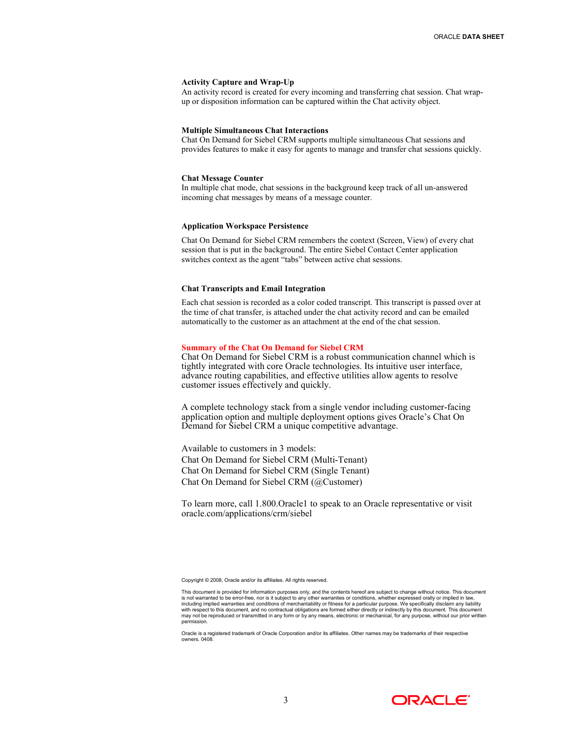### Activity Capture and Wrap-Up

An activity record is created for every incoming and transferring chat session. Chat wrap-up or disposition information can be captured within the Chat activity object.

### Multiple Simultaneous Chat Interactions

Chat On Demand for Siebel CRM supports multiple simultaneous Chat sessions and provides features to make it easy for agents to manage and transfer chat sessions quickly.

### Chat Message Counter

In multiple chat mode, chat sessions in the background keep track of all un-answered incoming chat messages by means of a message counter.

### Application Workspace Persistence

Chat On Demand for Siebel CRM remembers the context (Screen, View) of every chat session that is put in the background. The entire Siebel Contact Center application switches context as the agent "tabs" between active chat sessions.

### Chat Transcripts and Email Integration

Each chat session is recorded as a color coded transcript. This transcript is passed over at the time of chat transfer, is attached under the chat activity record and can be emailed automatically to the customer as an attachment at the end of the chat session.

## Summary of the Chat On Demand for Siebel CRM

Chat On Demand for Siebel CRM is a robust communication channel which is tightly integrated with core Oracle technologies. Its intuitive user interface, advance routing capabilities, and effective utilities allow agents to resolve customer issues effectively and quickly.

A complete technology stack from a single vendor including customer-facing application option and multiple deployment options gives Oracle's Chat On Demand for Siebel CRM a unique competitive advantage.

Available to customers in 3 models:
Chat On Demand for Siebel CRM (Multi-Tenant)
Chat On Demand for Siebel CRM (Single Tenant)
Chat On Demand for Siebel CRM (@Customer)

To learn more, call 1.800.Oracle1 to speak to an Oracle representative or visit oracle.com/applications/crm/siebel

Copyright © 2008, Oracle and/or its affiliates. All rights reserved.

This document is provided for information purposes only, and the contents hereof are subject to change without notice. This document is not warranted to be error-free, nor is it subject to any other warranties or conditions, whether expressed orally or implied in law, including implied warranties and conditions of merchantability or fitness for a particular purpose. We specifically disclaim any liability with respect to this document, and no contractual obligations are formed either directly or indirectly by this document. This document may not be reproduced or transmitted in any form or by any means, electronic or mechanical, for any purpose, without our prior written permission.

Oracle is a registered trademark of Oracle Corporation and/or its affiliates. Other names may be trademarks of their respective owners. 0408.